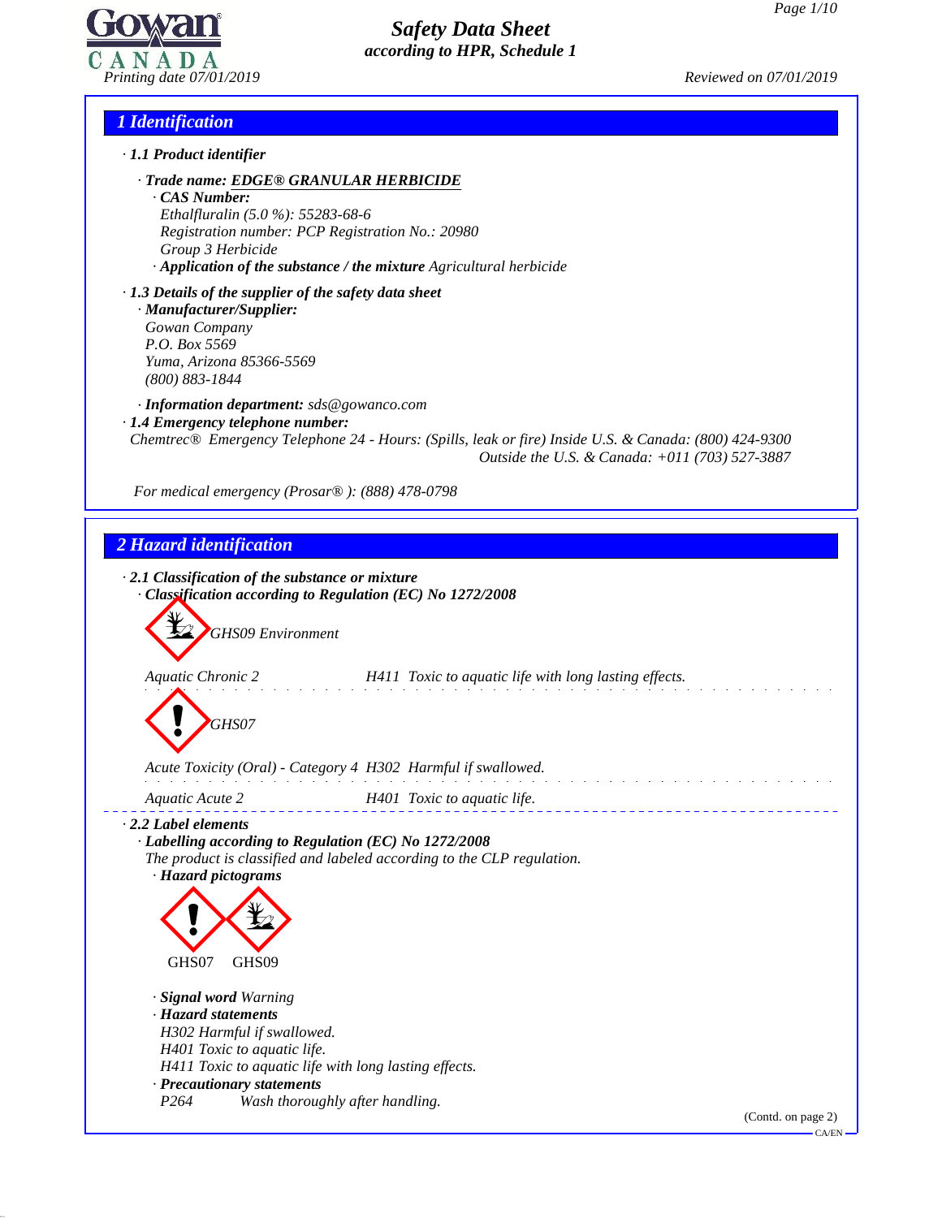# Safety Data Sheet
*according to HPR, Schedule 1*

Printing date 07/01/2019 Reviewed on 07/01/2019

## 1 Identification

· **1.1 Product identifier**

· **Trade name: EDGE® GRANULAR HERBICIDE**
· **CAS Number:**
Ethalfluralin (5.0 %): 55283-68-6
Registration number: PCP Registration No.: 20980
Group 3 Herbicide
· **Application of the substance / the mixture** Agricultural herbicide

· **1.3 Details of the supplier of the safety data sheet**
· **Manufacturer/Supplier:**
Gowan Company
P.O. Box 5569
Yuma, Arizona 85366-5569
(800) 883-1844

· **Information department:** sds@gowanco.com
· **1.4 Emergency telephone number:**
Chemtrec® Emergency Telephone 24 - Hours: (Spills, leak or fire) Inside U.S. & Canada: (800) 424-9300
Outside the U.S. & Canada: +011 (703) 527-3887

For medical emergency (Prosar® ): (888) 478-0798

## 2 Hazard identification

· **2.1 Classification of the substance or mixture**
· **Classification according to Regulation (EC) No 1272/2008**

GHS09 Environment

| | |
|---|---|
| Aquatic Chronic 2 | H411 Toxic to aquatic life with long lasting effects. |

GHS07

| | |
|---|---|
| Acute Toxicity (Oral) - Category 4 | H302 Harmful if swallowed. |
| Aquatic Acute 2 | H401 Toxic to aquatic life. |

· **2.2 Label elements**
· **Labelling according to Regulation (EC) No 1272/2008**
The product is classified and labeled according to the CLP regulation.
· **Hazard pictograms**

GHS07 GHS09

· **Signal word** Warning
· **Hazard statements**
H302 Harmful if swallowed.
H401 Toxic to aquatic life.
H411 Toxic to aquatic life with long lasting effects.
· **Precautionary statements**
P264 Wash thoroughly after handling.

(Contd. on page 2)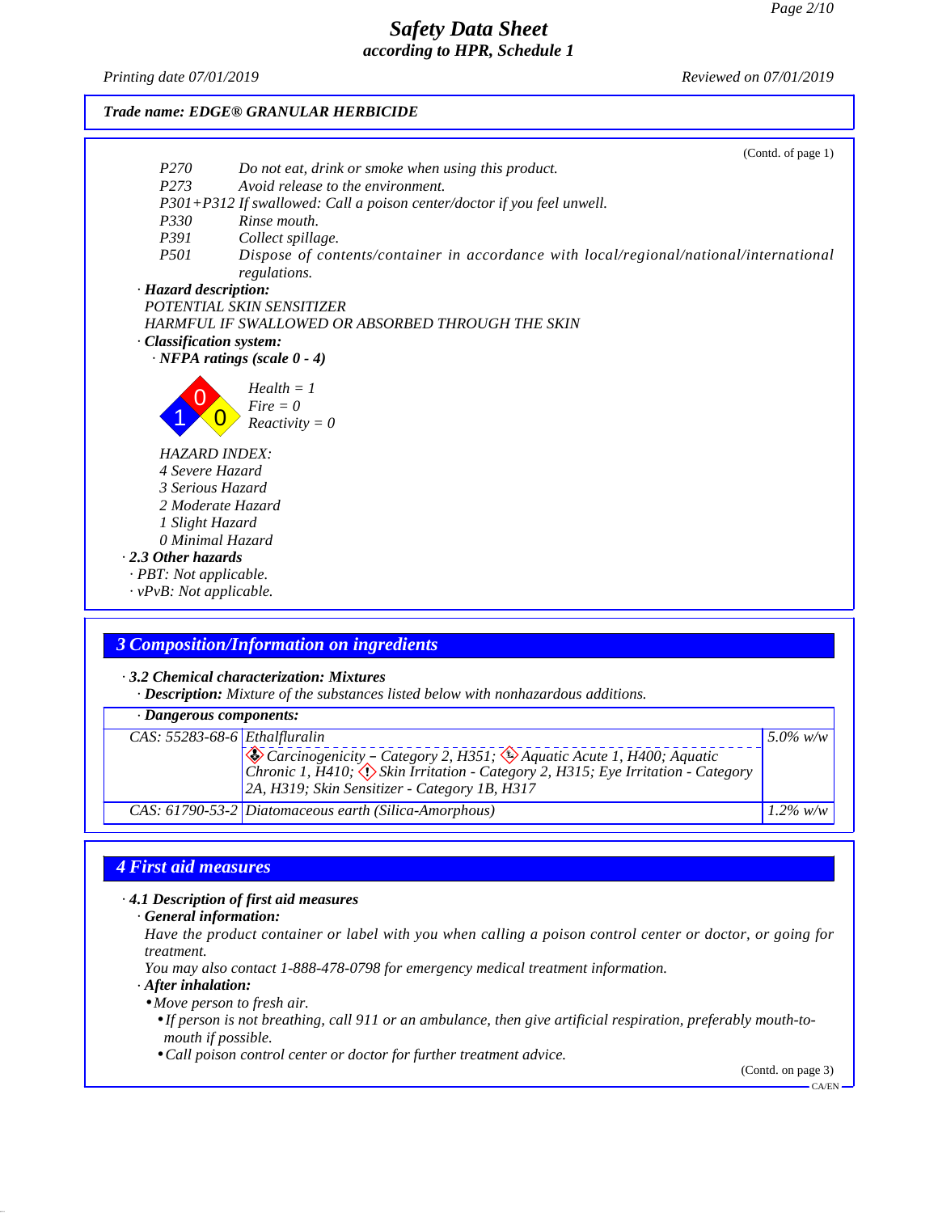**Trade name: EDGE® GRANULAR HERBICIDE**

(Contd. of page 1)

| | |
|---|---|
| P270 | Do not eat, drink or smoke when using this product. |
| P273 | Avoid release to the environment. |
| P301+P312 | If swallowed: Call a poison center/doctor if you feel unwell. |
| P330 | Rinse mouth. |
| P391 | Collect spillage. |
| P501 | Dispose of contents/container in accordance with local/regional/national/international regulations. |

· **Hazard description:**
POTENTIAL SKIN SENSITIZER
HARMFUL IF SWALLOWED OR ABSORBED THROUGH THE SKIN

· **Classification system:**
· **NFPA ratings (scale 0 - 4)**

Health = 1
Fire = 0
Reactivity = 0

HAZARD INDEX:
4 Severe Hazard
3 Serious Hazard
2 Moderate Hazard
1 Slight Hazard
0 Minimal Hazard

· **2.3 Other hazards**
· PBT: Not applicable.
· vPvB: Not applicable.

## 3 Composition/Information on ingredients

· **3.2 Chemical characterization: Mixtures**
· **Description:** Mixture of the substances listed below with nonhazardous additions.

| · Dangerous components: | | |
|---|---|---|
| CAS: 55283-68-6 | Ethalfluralin<br>Carcinogenicity – Category 2, H351; Aquatic Acute 1, H400; Aquatic Chronic 1, H410; Skin Irritation - Category 2, H315; Eye Irritation - Category 2A, H319; Skin Sensitizer - Category 1B, H317 | 5.0% w/w |
| CAS: 61790-53-2 | Diatomaceous earth (Silica-Amorphous) | 1.2% w/w |

## 4 First aid measures

· **4.1 Description of first aid measures**
· **General information:**
Have the product container or label with you when calling a poison control center or doctor, or going for treatment.
You may also contact 1-888-478-0798 for emergency medical treatment information.

· **After inhalation:**
- Move person to fresh air.
  - If person is not breathing, call 911 or an ambulance, then give artificial respiration, preferably mouth-to-mouth if possible.
  - Call poison control center or doctor for further treatment advice.

(Contd. on page 3)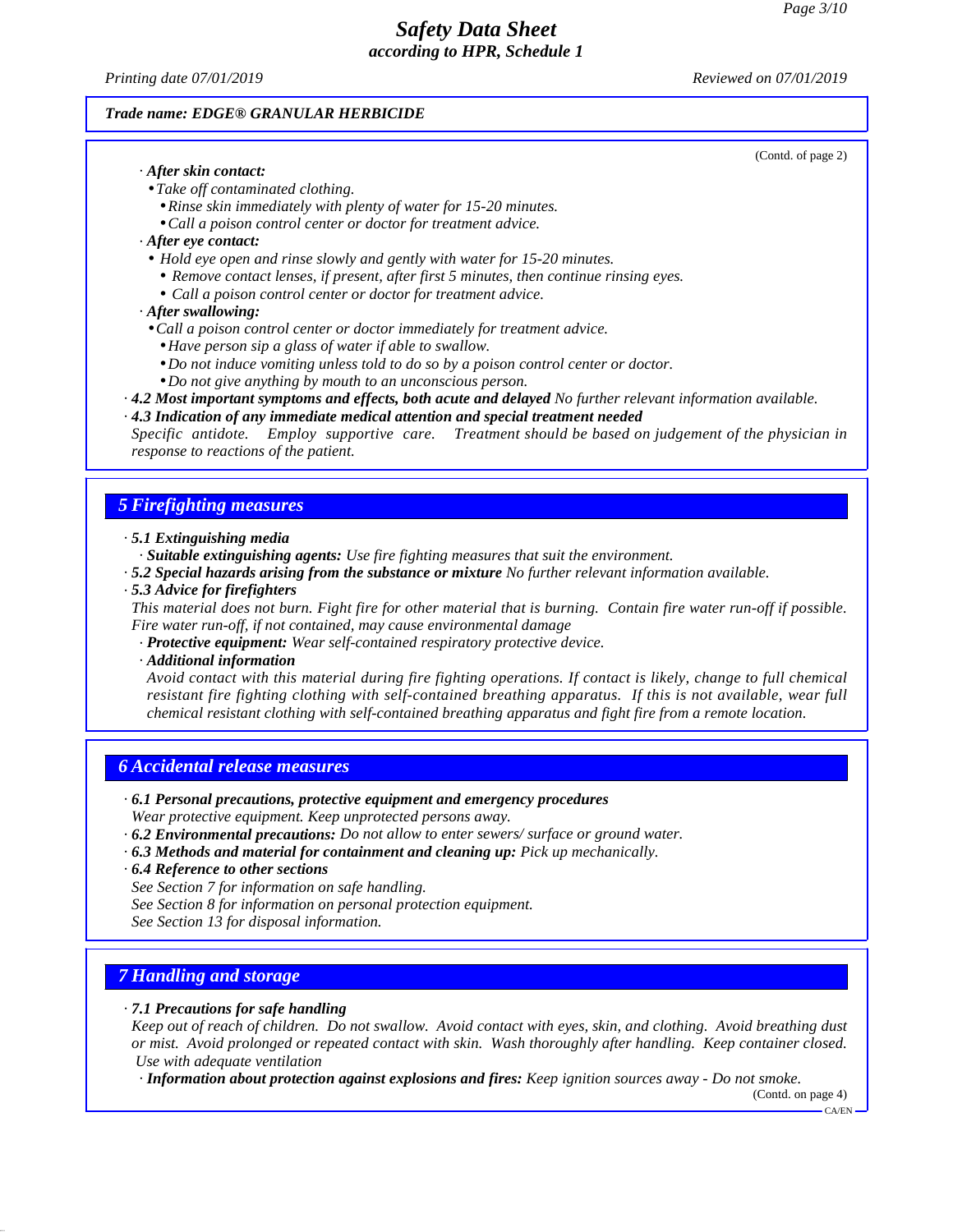(Contd. of page 2)

· **_After skin contact:_**

- _Take off contaminated clothing._
  - _Rinse skin immediately with plenty of water for 15-20 minutes._
  - _Call a poison control center or doctor for treatment advice._

· **_After eye contact:_**

- _Hold eye open and rinse slowly and gently with water for 15-20 minutes._
  - _Remove contact lenses, if present, after first 5 minutes, then continue rinsing eyes._
  - _Call a poison control center or doctor for treatment advice._

· **_After swallowing:_**

- _Call a poison control center or doctor immediately for treatment advice._
  - _Have person sip a glass of water if able to swallow._
  - _Do not induce vomiting unless told to do so by a poison control center or doctor._
  - _Do not give anything by mouth to an unconscious person._

· **_4.2 Most important symptoms and effects, both acute and delayed_** _No further relevant information available._

· **_4.3 Indication of any immediate medical attention and special treatment needed_**
_Specific antidote. Employ supportive care. Treatment should be based on judgement of the physician in response to reactions of the patient._

## 5 Firefighting measures

· **_5.1 Extinguishing media_**
· **_Suitable extinguishing agents:_** _Use fire fighting measures that suit the environment._

· **_5.2 Special hazards arising from the substance or mixture_** _No further relevant information available._

· **_5.3 Advice for firefighters_**
_This material does not burn. Fight fire for other material that is burning. Contain fire water run-off if possible. Fire water run-off, if not contained, may cause environmental damage_
· **_Protective equipment:_** _Wear self-contained respiratory protective device._
· **_Additional information_**
_Avoid contact with this material during fire fighting operations. If contact is likely, change to full chemical resistant fire fighting clothing with self-contained breathing apparatus. If this is not available, wear full chemical resistant clothing with self-contained breathing apparatus and fight fire from a remote location._

## 6 Accidental release measures

· **_6.1 Personal precautions, protective equipment and emergency procedures_**
_Wear protective equipment. Keep unprotected persons away._

· **_6.2 Environmental precautions:_** _Do not allow to enter sewers/ surface or ground water._

· **_6.3 Methods and material for containment and cleaning up:_** _Pick up mechanically._

· **_6.4 Reference to other sections_**
_See Section 7 for information on safe handling._
_See Section 8 for information on personal protection equipment._
_See Section 13 for disposal information._

## 7 Handling and storage

· **_7.1 Precautions for safe handling_**
_Keep out of reach of children. Do not swallow. Avoid contact with eyes, skin, and clothing. Avoid breathing dust or mist. Avoid prolonged or repeated contact with skin. Wash thoroughly after handling. Keep container closed. Use with adequate ventilation_
· **_Information about protection against explosions and fires:_** _Keep ignition sources away - Do not smoke._

(Contd. on page 4)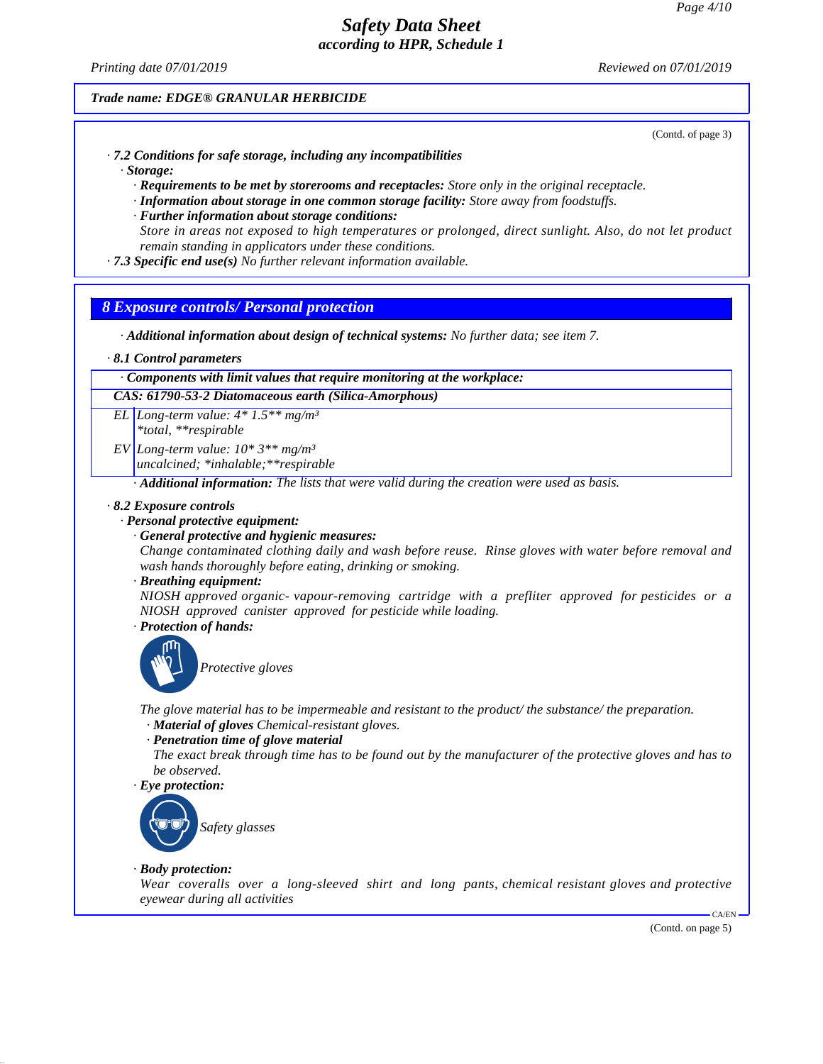Trade name: EDGE® GRANULAR HERBICIDE

(Contd. of page 3)

· **7.2 Conditions for safe storage, including any incompatibilities**
· **Storage:**
· **Requirements to be met by storerooms and receptacles:** Store only in the original receptacle.
· **Information about storage in one common storage facility:** Store away from foodstuffs.
· **Further information about storage conditions:**
Store in areas not exposed to high temperatures or prolonged, direct sunlight. Also, do not let product remain standing in applicators under these conditions.
· **7.3 Specific end use(s)** No further relevant information available.

## 8 Exposure controls/ Personal protection

· **Additional information about design of technical systems:** No further data; see item 7.

· **8.1 Control parameters**

| · Components with limit values that require monitoring at the workplace: | |
|---|---|
| **CAS: 61790-53-2 Diatomaceous earth (Silica-Amorphous)** | |
| EL | Long-term value: 4* 1.5** mg/m³<br>*total, **respirable |
| EV | Long-term value: 10* 3** mg/m³<br>uncalcined; *inhalable;**respirable |

· **Additional information:** The lists that were valid during the creation were used as basis.

· **8.2 Exposure controls**
· **Personal protective equipment:**
· **General protective and hygienic measures:**
Change contaminated clothing daily and wash before reuse. Rinse gloves with water before removal and wash hands thoroughly before eating, drinking or smoking.
· **Breathing equipment:**
NIOSH approved organic- vapour-removing cartridge with a prefliter approved for pesticides or a NIOSH approved canister approved for pesticide while loading.
· **Protection of hands:**

Protective gloves

The glove material has to be impermeable and resistant to the product/ the substance/ the preparation.
· **Material of gloves** Chemical-resistant gloves.
· **Penetration time of glove material**
The exact break through time has to be found out by the manufacturer of the protective gloves and has to be observed.
· **Eye protection:**

Safety glasses

· **Body protection:**
Wear coveralls over a long-sleeved shirt and long pants, chemical resistant gloves and protective eyewear during all activities

(Contd. on page 5)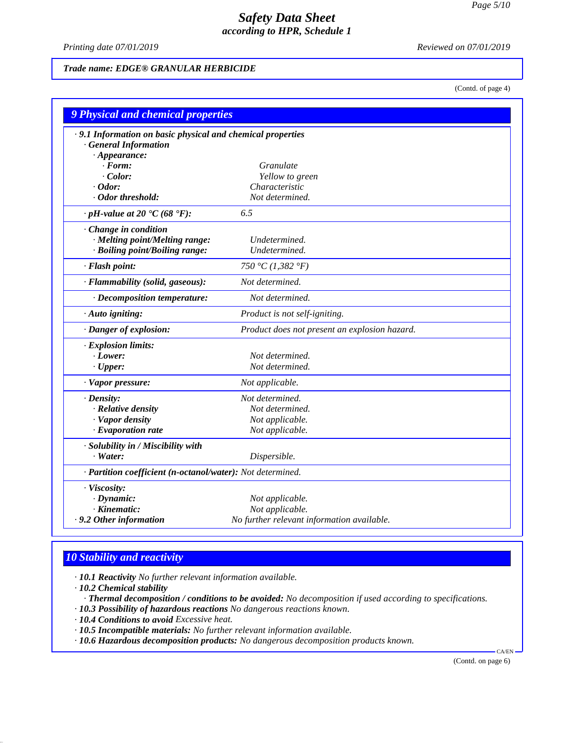*Trade name: EDGE® GRANULAR HERBICIDE*

(Contd. of page 4)

## 9 Physical and chemical properties

· **9.1 Information on basic physical and chemical properties**
· **General Information**
· **Appearance:**
· **Form:** Granulate
· **Color:** Yellow to green
· **Odor:** Characteristic
· **Odor threshold:** Not determined.

· **pH-value at 20 °C (68 °F):** 6.5

· **Change in condition**
· **Melting point/Melting range:** Undetermined.
· **Boiling point/Boiling range:** Undetermined.

· **Flash point:** 750 °C (1,382 °F)

· **Flammability (solid, gaseous):** Not determined.

· **Decomposition temperature:** Not determined.

· **Auto igniting:** Product is not self-igniting.

· **Danger of explosion:** Product does not present an explosion hazard.

· **Explosion limits:**
· **Lower:** Not determined.
· **Upper:** Not determined.

· **Vapor pressure:** Not applicable.

· **Density:** Not determined.
· **Relative density** Not determined.
· **Vapor density** Not applicable.
· **Evaporation rate** Not applicable.

· **Solubility in / Miscibility with**
· **Water:** Dispersible.

· **Partition coefficient (n-octanol/water):** Not determined.

· **Viscosity:**
· **Dynamic:** Not applicable.
· **Kinematic:** Not applicable.
· **9.2 Other information** No further relevant information available.

## 10 Stability and reactivity

· **10.1 Reactivity** No further relevant information available.
· **10.2 Chemical stability**
· **Thermal decomposition / conditions to be avoided:** No decomposition if used according to specifications.
· **10.3 Possibility of hazardous reactions** No dangerous reactions known.
· **10.4 Conditions to avoid** Excessive heat.
· **10.5 Incompatible materials:** No further relevant information available.
· **10.6 Hazardous decomposition products:** No dangerous decomposition products known.

(Contd. on page 6)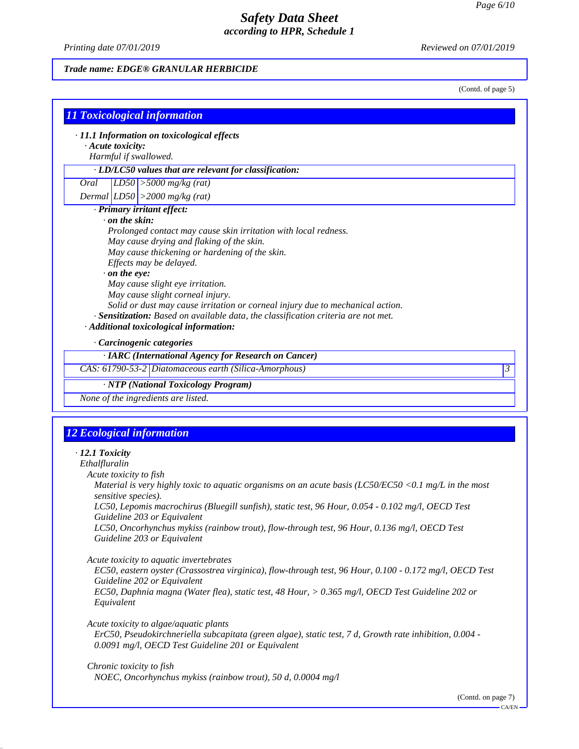**Trade name: EDGE® GRANULAR HERBICIDE**

(Contd. of page 5)

## 11 Toxicological information

· **11.1 Information on toxicological effects**

· **Acute toxicity:**

Harmful if swallowed.

| · LD/LC50 values that are relevant for classification: | | |
|---|---|---|
| Oral | LD50 | >5000 mg/kg (rat) |
| Dermal | LD50 | >2000 mg/kg (rat) |

· **Primary irritant effect:**

· **on the skin:**

Prolonged contact may cause skin irritation with local redness.
May cause drying and flaking of the skin.
May cause thickening or hardening of the skin.
Effects may be delayed.

· **on the eye:**

May cause slight eye irritation.
May cause slight corneal injury.
Solid or dust may cause irritation or corneal injury due to mechanical action.

· **Sensitization:** Based on available data, the classification criteria are not met.

· **Additional toxicological information:**

· **Carcinogenic categories**

| · IARC (International Agency for Research on Cancer) | | |
|---|---|---|
| CAS: 61790-53-2 | Diatomaceous earth (Silica-Amorphous) | 3 |

| · NTP (National Toxicology Program) |
|---|
| None of the ingredients are listed. |

## 12 Ecological information

· **12.1 Toxicity**

Ethalfluralin

Acute toxicity to fish

Material is very highly toxic to aquatic organisms on an acute basis (LC50/EC50 <0.1 mg/L in the most sensitive species).
LC50, Lepomis macrochirus (Bluegill sunfish), static test, 96 Hour, 0.054 - 0.102 mg/l, OECD Test Guideline 203 or Equivalent
LC50, Oncorhynchus mykiss (rainbow trout), flow-through test, 96 Hour, 0.136 mg/l, OECD Test Guideline 203 or Equivalent

Acute toxicity to aquatic invertebrates

EC50, eastern oyster (Crassostrea virginica), flow-through test, 96 Hour, 0.100 - 0.172 mg/l, OECD Test Guideline 202 or Equivalent
EC50, Daphnia magna (Water flea), static test, 48 Hour, > 0.365 mg/l, OECD Test Guideline 202 or Equivalent

Acute toxicity to algae/aquatic plants

ErC50, Pseudokirchneriella subcapitata (green algae), static test, 7 d, Growth rate inhibition, 0.004 - 0.0091 mg/l, OECD Test Guideline 201 or Equivalent

Chronic toxicity to fish

NOEC, Oncorhynchus mykiss (rainbow trout), 50 d, 0.0004 mg/l

(Contd. on page 7)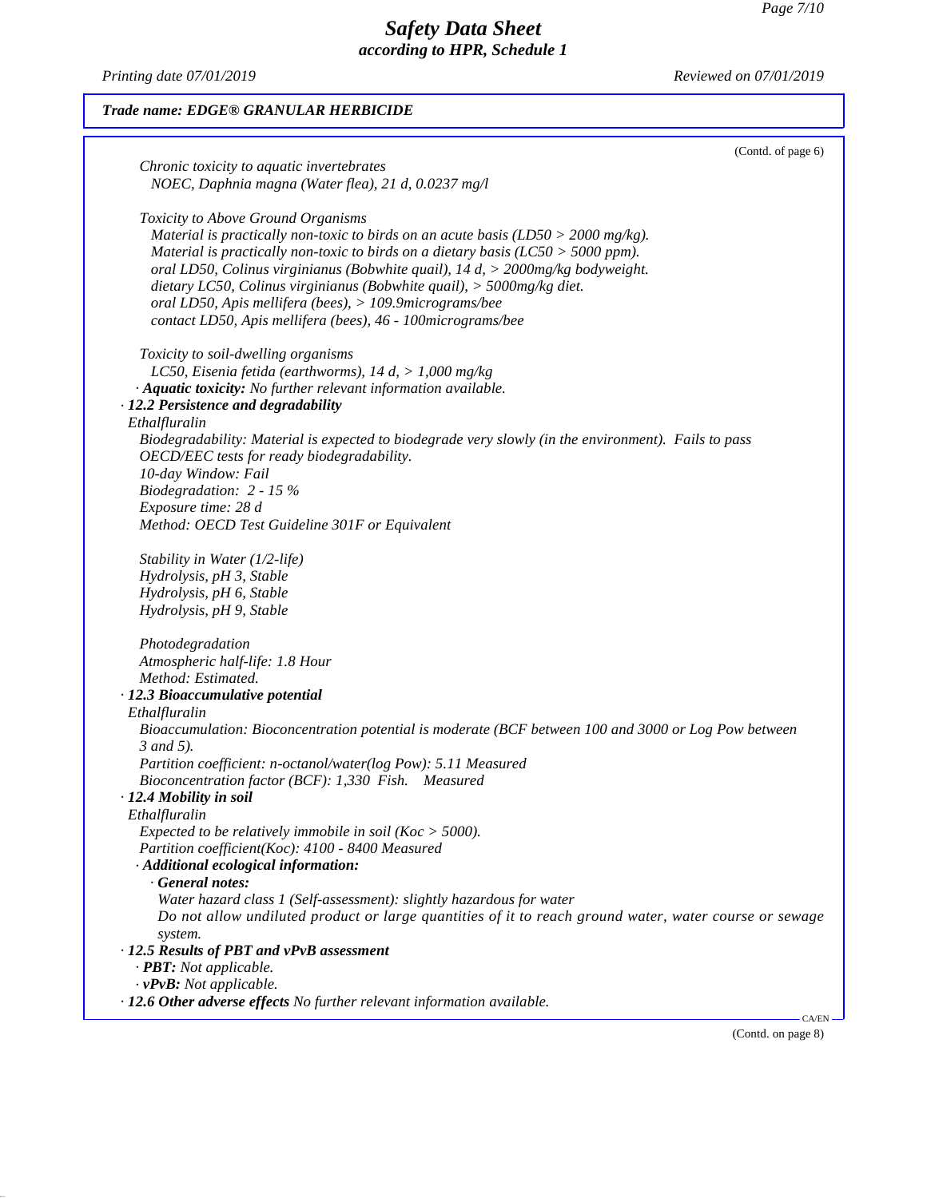*Trade name: EDGE® GRANULAR HERBICIDE*

(Contd. of page 6)

*Chronic toxicity to aquatic invertebrates*
*NOEC, Daphnia magna (Water flea), 21 d, 0.0237 mg/l*

*Toxicity to Above Ground Organisms*
*Material is practically non-toxic to birds on an acute basis (LD50 > 2000 mg/kg).*
*Material is practically non-toxic to birds on a dietary basis (LC50 > 5000 ppm).*
*oral LD50, Colinus virginianus (Bobwhite quail), 14 d, > 2000mg/kg bodyweight.*
*dietary LC50, Colinus virginianus (Bobwhite quail), > 5000mg/kg diet.*
*oral LD50, Apis mellifera (bees), > 109.9micrograms/bee*
*contact LD50, Apis mellifera (bees), 46 - 100micrograms/bee*

*Toxicity to soil-dwelling organisms*
*LC50, Eisenia fetida (earthworms), 14 d, > 1,000 mg/kg*

· ***Aquatic toxicity:*** *No further relevant information available.*

### · 12.2 Persistence and degradability

*Ethalfluralin*
*Biodegradability: Material is expected to biodegrade very slowly (in the environment). Fails to pass OECD/EEC tests for ready biodegradability.*
*10-day Window: Fail*
*Biodegradation: 2 - 15 %*
*Exposure time: 28 d*
*Method: OECD Test Guideline 301F or Equivalent*

*Stability in Water (1/2-life)*
*Hydrolysis, pH 3, Stable*
*Hydrolysis, pH 6, Stable*
*Hydrolysis, pH 9, Stable*

*Photodegradation*
*Atmospheric half-life: 1.8 Hour*
*Method: Estimated.*

### · 12.3 Bioaccumulative potential

*Ethalfluralin*
*Bioaccumulation: Bioconcentration potential is moderate (BCF between 100 and 3000 or Log Pow between 3 and 5).*
*Partition coefficient: n-octanol/water(log Pow): 5.11 Measured*
*Bioconcentration factor (BCF): 1,330 Fish. Measured*

### · 12.4 Mobility in soil

*Ethalfluralin*
*Expected to be relatively immobile in soil (Koc > 5000).*
*Partition coefficient(Koc): 4100 - 8400 Measured*

· ***Additional ecological information:***

· ***General notes:***
*Water hazard class 1 (Self-assessment): slightly hazardous for water*
*Do not allow undiluted product or large quantities of it to reach ground water, water course or sewage system.*

### · 12.5 Results of PBT and vPvB assessment

· ***PBT:*** *Not applicable.*
· ***vPvB:*** *Not applicable.*

· ***12.6 Other adverse effects*** *No further relevant information available.*

(Contd. on page 8)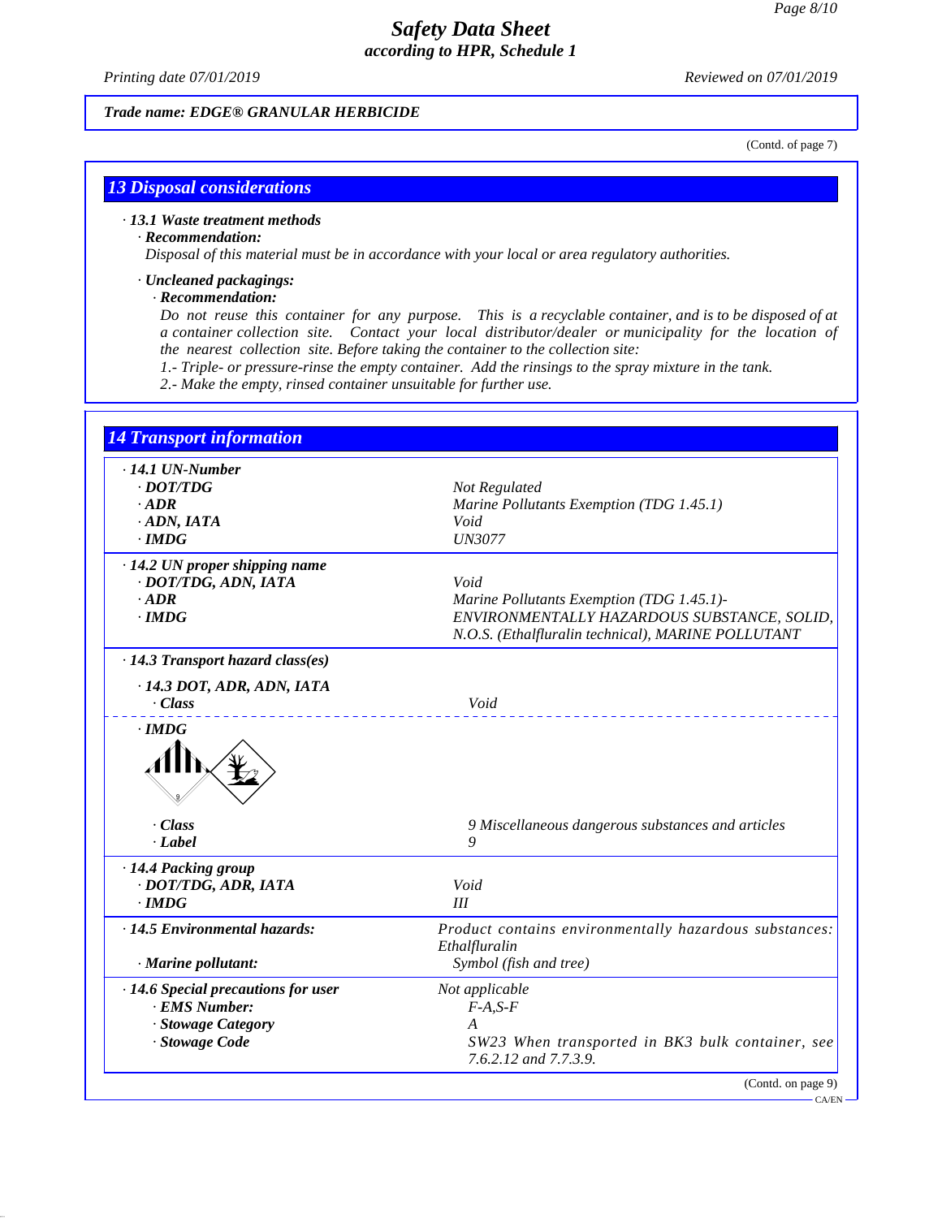Trade name: EDGE® GRANULAR HERBICIDE

(Contd. of page 7)

## 13 Disposal considerations

· **13.1 Waste treatment methods**

· **Recommendation:**

*Disposal of this material must be in accordance with your local or area regulatory authorities.*

· **Uncleaned packagings:**

· **Recommendation:**

*Do not reuse this container for any purpose. This is a recyclable container, and is to be disposed of at a container collection site. Contact your local distributor/dealer or municipality for the location of the nearest collection site. Before taking the container to the collection site:*

*1.- Triple- or pressure-rinse the empty container. Add the rinsings to the spray mixture in the tank.*

*2.- Make the empty, rinsed container unsuitable for further use.*

## 14 Transport information

| | |
|---|---|
| **· 14.1 UN-Number** | |
| · DOT/TDG | Not Regulated |
| · ADR | Marine Pollutants Exemption (TDG 1.45.1) |
| · ADN, IATA | Void |
| · IMDG | UN3077 |
| **· 14.2 UN proper shipping name** | |
| · DOT/TDG, ADN, IATA | Void |
| · ADR | Marine Pollutants Exemption (TDG 1.45.1)- |
| · IMDG | ENVIRONMENTALLY HAZARDOUS SUBSTANCE, SOLID, N.O.S. (Ethalfluralin technical), MARINE POLLUTANT |
| **· 14.3 Transport hazard class(es)** | |
| · 14.3 DOT, ADR, ADN, IATA | |
| · Class | Void |
| · IMDG | |
| · Class | 9 Miscellaneous dangerous substances and articles |
| · Label | 9 |
| **· 14.4 Packing group** | |
| · DOT/TDG, ADR, IATA | Void |
| · IMDG | III |
| **· 14.5 Environmental hazards:** | Product contains environmentally hazardous substances: Ethalfluralin |
| · Marine pollutant: | Symbol (fish and tree) |
| **· 14.6 Special precautions for user** | Not applicable |
| · EMS Number: | F-A,S-F |
| · Stowage Category | A |
| · Stowage Code | SW23 When transported in BK3 bulk container, see 7.6.2.12 and 7.7.3.9. |

(Contd. on page 9)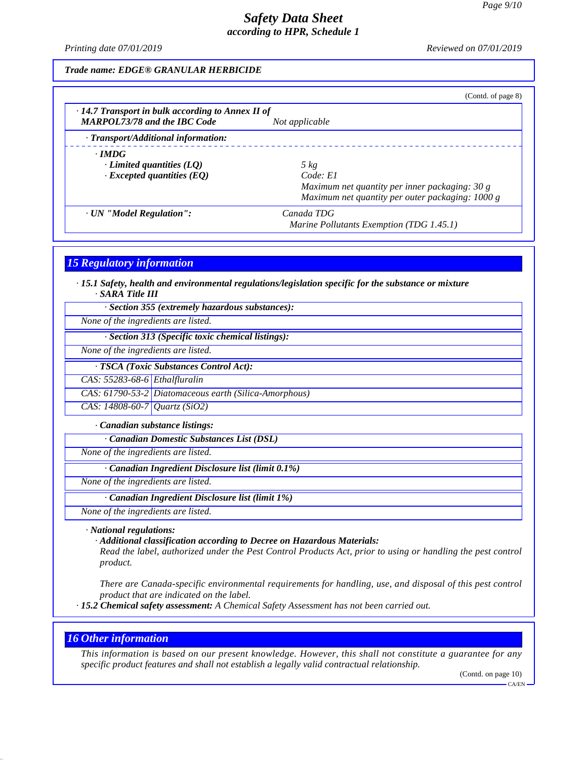**Trade name: EDGE® GRANULAR HERBICIDE**

(Contd. of page 8)

| | |
|---|---|
| · **14.7 Transport in bulk according to Annex II of MARPOL73/78 and the IBC Code** | Not applicable |
| · **Transport/Additional information:** | |
| · **IMDG** | |
| · **Limited quantities (LQ)** | 5 kg |
| · **Excepted quantities (EQ)** | Code: E1<br>Maximum net quantity per inner packaging: 30 g<br>Maximum net quantity per outer packaging: 1000 g |
| · **UN "Model Regulation":** | Canada TDG<br>Marine Pollutants Exemption (TDG 1.45.1) |

## 15 Regulatory information

· **15.1 Safety, health and environmental regulations/legislation specific for the substance or mixture**
· **SARA Title III**

· **Section 355 (extremely hazardous substances):**

None of the ingredients are listed.

· **Section 313 (Specific toxic chemical listings):**

None of the ingredients are listed.

· **TSCA (Toxic Substances Control Act):**

| | |
|---|---|
| CAS: 55283-68-6 | Ethalfluralin |
| CAS: 61790-53-2 | Diatomaceous earth (Silica-Amorphous) |
| CAS: 14808-60-7 | Quartz ($SiO_2$) |

· **Canadian substance listings:**

· **Canadian Domestic Substances List (DSL)**

None of the ingredients are listed.

· **Canadian Ingredient Disclosure list (limit 0.1%)**

None of the ingredients are listed.

· **Canadian Ingredient Disclosure list (limit 1%)**

None of the ingredients are listed.

· **National regulations:**

· **Additional classification according to Decree on Hazardous Materials:**

Read the label, authorized under the Pest Control Products Act, prior to using or handling the pest control product.

There are Canada-specific environmental requirements for handling, use, and disposal of this pest control product that are indicated on the label.

· **15.2 Chemical safety assessment:** A Chemical Safety Assessment has not been carried out.

## 16 Other information

This information is based on our present knowledge. However, this shall not constitute a guarantee for any specific product features and shall not establish a legally valid contractual relationship.

(Contd. on page 10)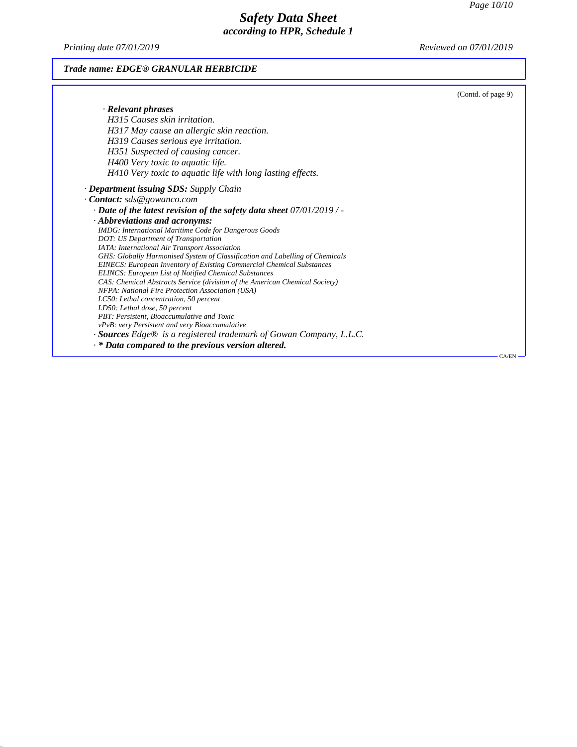**Trade name: EDGE® GRANULAR HERBICIDE**

(Contd. of page 9)

· **Relevant phrases**

H315 Causes skin irritation.
H317 May cause an allergic skin reaction.
H319 Causes serious eye irritation.
H351 Suspected of causing cancer.
H400 Very toxic to aquatic life.
H410 Very toxic to aquatic life with long lasting effects.

· **Department issuing SDS:** Supply Chain
· **Contact:** sds@gowanco.com
· **Date of the latest revision of the safety data sheet** 07/01/2019 / -
· **Abbreviations and acronyms:**
IMDG: International Maritime Code for Dangerous Goods
DOT: US Department of Transportation
IATA: International Air Transport Association
GHS: Globally Harmonised System of Classification and Labelling of Chemicals
EINECS: European Inventory of Existing Commercial Chemical Substances
ELINCS: European List of Notified Chemical Substances
CAS: Chemical Abstracts Service (division of the American Chemical Society)
NFPA: National Fire Protection Association (USA)
LC50: Lethal concentration, 50 percent
LD50: Lethal dose, 50 percent
PBT: Persistent, Bioaccumulative and Toxic
vPvB: very Persistent and very Bioaccumulative
· **Sources** Edge® is a registered trademark of Gowan Company, L.L.C.
· *** Data compared to the previous version altered.**

CA/EN